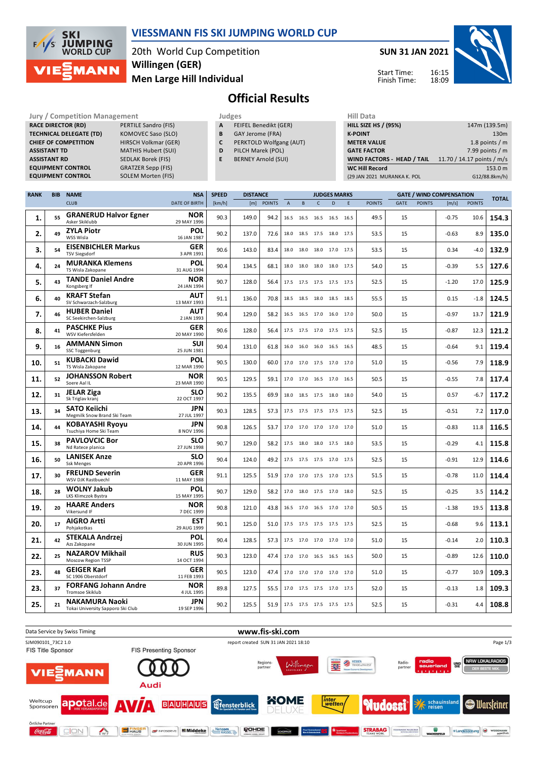# VIESSMANN FIS SKI JUMPING WORLD CUP

20th World Cup Competition
**Willingen (GER)**
**Men Large Hill Individual**

**SUN 31 JAN 2021**

Start Time: 16:15
Finish Time: 18:09

## Official Results

| Jury / Competition Management | |
|---|---|
| RACE DIRECTOR (RD) | PERTILE Sandro (FIS) |
| TECHNICAL DELEGATE (TD) | KOMOVEC Saso (SLO) |
| CHIEF OF COMPETITION | HIRSCH Volkmar (GER) |
| ASSISTANT TD | MATHIS Hubert (SUI) |
| ASSISTANT RD | SEDLAK Borek (FIS) |
| EQUIPMENT CONTROL | GRATZER Sepp (FIS) |
| EQUIPMENT CONTROL | SOLEM Morten (FIS) |

| Judges | |
|---|---|
| A | FEIFEL Benedikt (GER) |
| B | GAY Jerome (FRA) |
| C | PERKTOLD Wolfgang (AUT) |
| D | PILCH Marek (POL) |
| E | BERNEY Arnold (SUI) |

| Hill Data | |
|---|---|
| HILL SIZE HS / (95%) | 147m (139.5m) |
| K-POINT | 130m |
| METER VALUE | 1.8 points / m |
| GATE FACTOR | 7.99 points / m |
| WIND FACTORS - HEAD / TAIL | 11.70 / 14.17 points / m/s |
| WC Hill Record | 153.0 m |
| (29 JAN 2021 MURANKA K. POL | G12/88.8km/h) |

| RANK | BIB | NAME / CLUB | NSA / DATE OF BIRTH | SPEED [km/h] | DISTANCE [m] | DISTANCE POINTS | A | B | C | D | E | JUDGES POINTS | GATE | GATE POINTS | WIND [m/s] | WIND POINTS | TOTAL |
|---|---|---|---|---|---|---|---|---|---|---|---|---|---|---|---|---|---|
| 1. | 55 | **GRANERUD Halvor Egner** Asker Skiklubb | NOR 29 MAY 1996 | 90.3 | 149.0 | 94.2 | 16.5 | 16.5 | 16.5 | 16.5 | 16.5 | 49.5 | 15 | | -0.75 | 10.6 | 154.3 |
| 2. | 49 | **ZYLA Piotr** WSS Wisla | POL 16 JAN 1987 | 90.2 | 137.0 | 72.6 | 18.0 | 18.5 | 17.5 | 18.0 | 17.5 | 53.5 | 15 | | -0.63 | 8.9 | 135.0 |
| 3. | 54 | **EISENBICHLER Markus** TSV Siegsdorf | GER 3 APR 1991 | 90.6 | 143.0 | 83.4 | 18.0 | 18.0 | 18.0 | 17.0 | 17.5 | 53.5 | 15 | | 0.34 | -4.0 | 132.9 |
| 4. | 24 | **MURANKA Klemens** TS Wisla Zakopane | POL 31 AUG 1994 | 90.4 | 134.5 | 68.1 | 18.0 | 18.0 | 18.0 | 18.0 | 17.5 | 54.0 | 15 | | -0.39 | 5.5 | 127.6 |
| 5. | 43 | **TANDE Daniel Andre** Kongsberg If | NOR 24 JAN 1994 | 90.7 | 128.0 | 56.4 | 17.5 | 17.5 | 17.5 | 17.5 | 17.5 | 52.5 | 15 | | -1.20 | 17.0 | 125.9 |
| 6. | 40 | **KRAFT Stefan** SV Schwarzach-Salzburg | AUT 13 MAY 1993 | 91.1 | 136.0 | 70.8 | 18.5 | 18.5 | 18.0 | 18.5 | 18.5 | 55.5 | 15 | | 0.15 | -1.8 | 124.5 |
| 7. | 46 | **HUBER Daniel** SC Seekirchen-Salzburg | AUT 2 JAN 1993 | 90.4 | 129.0 | 58.2 | 16.5 | 16.5 | 17.0 | 16.0 | 17.0 | 50.0 | 15 | | -0.97 | 13.7 | 121.9 |
| 8. | 41 | **PASCHKE Pius** WSV Kiefersfelden | GER 20 MAY 1990 | 90.6 | 128.0 | 56.4 | 17.5 | 17.5 | 17.0 | 17.5 | 17.5 | 52.5 | 15 | | -0.87 | 12.3 | 121.2 |
| 9. | 16 | **AMMANN Simon** SSC Toggenburg | SUI 25 JUN 1981 | 90.4 | 131.0 | 61.8 | 16.0 | 16.0 | 16.0 | 16.5 | 16.5 | 48.5 | 15 | | -0.64 | 9.1 | 119.4 |
| 10. | 51 | **KUBACKI Dawid** TS Wisla Zakopane | POL 12 MAR 1990 | 90.5 | 130.0 | 60.0 | 17.0 | 17.0 | 17.5 | 17.0 | 17.0 | 51.0 | 15 | | -0.56 | 7.9 | 118.9 |
| 11. | 52 | **JOHANSSON Robert** Soere Aal IL | NOR 23 MAR 1990 | 90.5 | 129.5 | 59.1 | 17.0 | 17.0 | 16.5 | 17.0 | 16.5 | 50.5 | 15 | | -0.55 | 7.8 | 117.4 |
| 12. | 31 | **JELAR Ziga** Sk Triglav kranj | SLO 22 OCT 1997 | 90.2 | 135.5 | 69.9 | 18.0 | 18.5 | 17.5 | 18.0 | 18.0 | 54.0 | 15 | | 0.57 | -6.7 | 117.2 |
| 13. | 34 | **SATO Keiichi** Megmilk Snow Brand Ski Team | JPN 27 JUL 1997 | 90.3 | 128.5 | 57.3 | 17.5 | 17.5 | 17.5 | 17.5 | 17.5 | 52.5 | 15 | | -0.51 | 7.2 | 117.0 |
| 14. | 44 | **KOBAYASHI Ryoyu** Tsuchiya Home Ski Team | JPN 8 NOV 1996 | 90.8 | 126.5 | 53.7 | 17.0 | 17.0 | 17.0 | 17.0 | 17.0 | 51.0 | 15 | | -0.83 | 11.8 | 116.5 |
| 15. | 38 | **PAVLOVCIC Bor** Nd Ratece planica | SLO 27 JUN 1998 | 90.7 | 129.0 | 58.2 | 17.5 | 18.0 | 18.0 | 17.5 | 18.0 | 53.5 | 15 | | -0.29 | 4.1 | 115.8 |
| 16. | 50 | **LANISEK Anze** Ssk Menges | SLO 20 APR 1996 | 90.4 | 124.0 | 49.2 | 17.5 | 17.5 | 17.5 | 17.0 | 17.5 | 52.5 | 15 | | -0.91 | 12.9 | 114.6 |
| 17. | 30 | **FREUND Severin** WSV DJK Rastbuechl | GER 11 MAY 1988 | 91.1 | 125.5 | 51.9 | 17.0 | 17.0 | 17.5 | 17.0 | 17.5 | 51.5 | 15 | | -0.78 | 11.0 | 114.4 |
| 18. | 28 | **WOLNY Jakub** LKS Klimczok Bystra | POL 15 MAY 1995 | 90.7 | 129.0 | 58.2 | 17.0 | 18.0 | 17.5 | 17.0 | 18.0 | 52.5 | 15 | | -0.25 | 3.5 | 114.2 |
| 19. | 20 | **HAARE Anders** Vikersund IF | NOR 7 DEC 1999 | 90.8 | 121.0 | 43.8 | 16.5 | 17.0 | 16.5 | 17.0 | 17.0 | 50.5 | 15 | | -1.38 | 19.5 | 113.8 |
| 20. | 17 | **AIGRO Artti** Pohjakotkas | EST 29 AUG 1999 | 90.1 | 125.0 | 51.0 | 17.5 | 17.5 | 17.5 | 17.5 | 17.5 | 52.5 | 15 | | -0.68 | 9.6 | 113.1 |
| 21. | 42 | **STEKALA Andrzej** Azs Zakopane | POL 30 JUN 1995 | 90.4 | 128.5 | 57.3 | 17.5 | 17.0 | 17.0 | 17.0 | 17.0 | 51.0 | 15 | | -0.14 | 2.0 | 110.3 |
| 22. | 25 | **NAZAROV Mikhail** Moscow Region TSSP | RUS 14 OCT 1994 | 90.3 | 123.0 | 47.4 | 17.0 | 17.0 | 16.5 | 16.5 | 16.5 | 50.0 | 15 | | -0.89 | 12.6 | 110.0 |
| 23. | 48 | **GEIGER Karl** SC 1906 Oberstdorf | GER 11 FEB 1993 | 90.5 | 123.0 | 47.4 | 17.0 | 17.0 | 17.0 | 17.0 | 17.0 | 51.0 | 15 | | -0.77 | 10.9 | 109.3 |
| 23. | 37 | **FORFANG Johann Andre** Tromsoe Skiklub | NOR 4 JUL 1995 | 89.8 | 127.5 | 55.5 | 17.0 | 17.5 | 17.5 | 17.0 | 17.5 | 52.0 | 15 | | -0.13 | 1.8 | 109.3 |
| 25. | 21 | **NAKAMURA Naoki** Tokai University Sapporo Ski Club | JPN 19 SEP 1996 | 90.2 | 125.5 | 51.9 | 17.5 | 17.5 | 17.5 | 17.5 | 17.5 | 52.5 | 15 | | -0.31 | 4.4 | 108.8 |

Data Service by Swiss Timing — www.fis-ski.com

SJM090101_73C2 1.0 — report created SUN 31 JAN 2021 18:10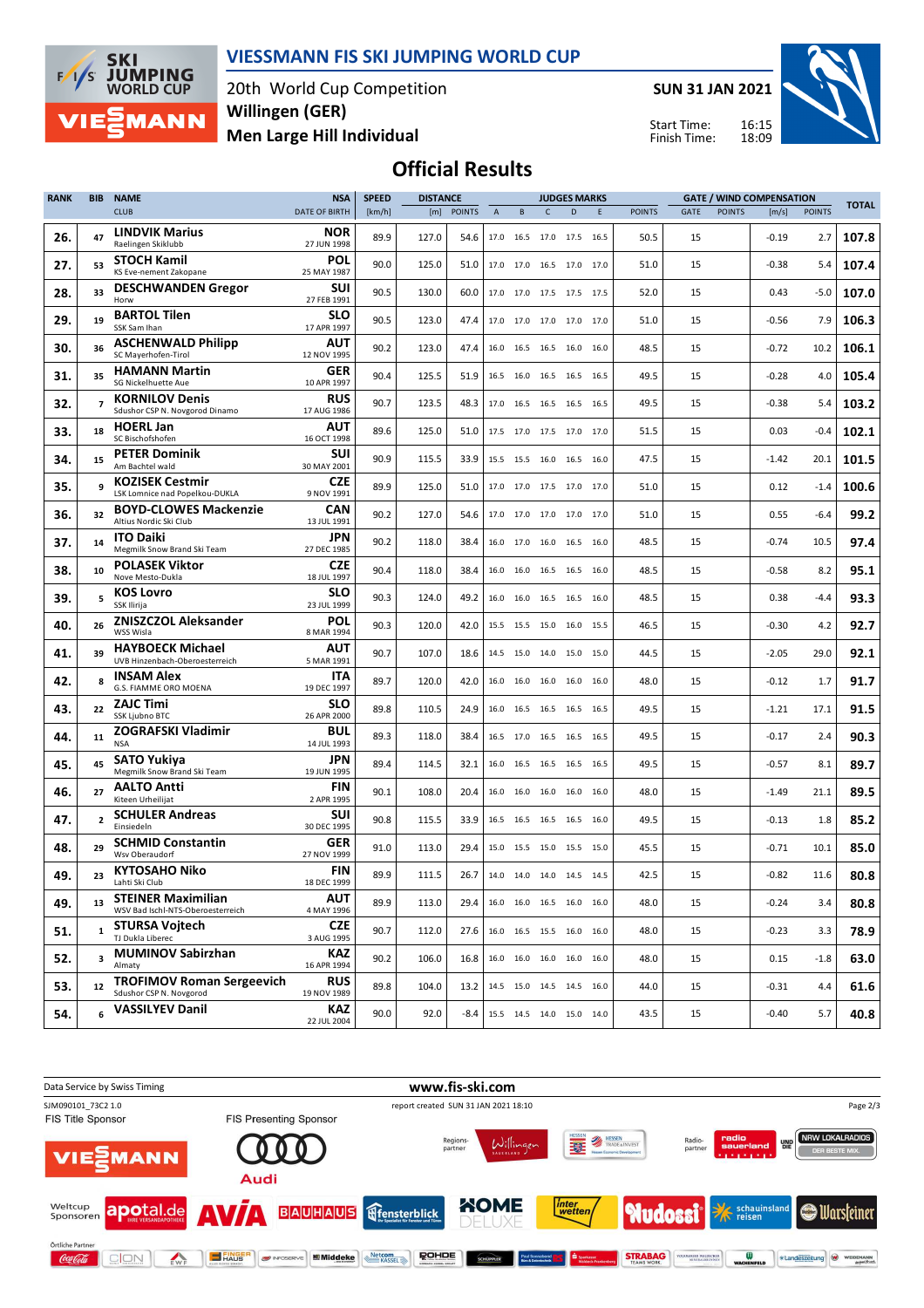# VIESSMANN FIS SKI JUMPING WORLD CUP

20th World Cup Competition
Willingen (GER)
Men Large Hill Individual

SUN 31 JAN 2021

Start Time: 16:15
Finish Time: 18:09

## Official Results

| RANK | BIB | NAME / CLUB | NSA / DATE OF BIRTH | SPEED [km/h] | DISTANCE [m] | DISTANCE POINTS | A | B | C | D | E | JUDGES POINTS | GATE | GATE POINTS | WIND [m/s] | WIND POINTS | TOTAL |
|---|---|---|---|---|---|---|---|---|---|---|---|---|---|---|---|---|---|
| 26. | 47 | LINDVIK Marius / Raelingen Skiklubb | NOR / 27 JUN 1998 | 89.9 | 127.0 | 54.6 | 17.0 | 16.5 | 17.0 | 17.5 | 16.5 | 50.5 | 15 | | -0.19 | 2.7 | 107.8 |
| 27. | 53 | STOCH Kamil / KS Eve-nement Zakopane | POL / 25 MAY 1987 | 90.0 | 125.0 | 51.0 | 17.0 | 17.0 | 16.5 | 17.0 | 17.0 | 51.0 | 15 | | -0.38 | 5.4 | 107.4 |
| 28. | 33 | DESCHWANDEN Gregor / Horw | SUI / 27 FEB 1991 | 90.5 | 130.0 | 60.0 | 17.0 | 17.0 | 17.5 | 17.5 | 17.5 | 52.0 | 15 | | 0.43 | -5.0 | 107.0 |
| 29. | 19 | BARTOL Tilen / SSK Sam Ihan | SLO / 17 APR 1997 | 90.5 | 123.0 | 47.4 | 17.0 | 17.0 | 17.0 | 17.0 | 17.0 | 51.0 | 15 | | -0.56 | 7.9 | 106.3 |
| 30. | 36 | ASCHENWALD Philipp / SC Mayerhofen-Tirol | AUT / 12 NOV 1995 | 90.2 | 123.0 | 47.4 | 16.0 | 16.5 | 16.5 | 16.0 | 16.0 | 48.5 | 15 | | -0.72 | 10.2 | 106.1 |
| 31. | 35 | HAMANN Martin / SG Nickelhuette Aue | GER / 10 APR 1997 | 90.4 | 125.5 | 51.9 | 16.5 | 16.0 | 16.5 | 16.5 | 16.5 | 49.5 | 15 | | -0.28 | 4.0 | 105.4 |
| 32. | 7 | KORNILOV Denis / Sdushor CSP N. Novgorod Dinamo | RUS / 17 AUG 1986 | 90.7 | 123.5 | 48.3 | 17.0 | 16.5 | 16.5 | 16.5 | 16.5 | 49.5 | 15 | | -0.38 | 5.4 | 103.2 |
| 33. | 18 | HOERL Jan / SC Bischofshofen | AUT / 16 OCT 1998 | 89.6 | 125.0 | 51.0 | 17.5 | 17.0 | 17.5 | 17.0 | 17.0 | 51.5 | 15 | | 0.03 | -0.4 | 102.1 |
| 34. | 15 | PETER Dominik / Am Bachtel wald | SUI / 30 MAY 2001 | 90.9 | 115.5 | 33.9 | 15.5 | 15.5 | 16.0 | 16.5 | 16.0 | 47.5 | 15 | | -1.42 | 20.1 | 101.5 |
| 35. | 9 | KOZISEK Cestmir / LSK Lomnice nad Popelkou-DUKLA | CZE / 9 NOV 1991 | 89.9 | 125.0 | 51.0 | 17.0 | 17.0 | 17.5 | 17.0 | 17.0 | 51.0 | 15 | | 0.12 | -1.4 | 100.6 |
| 36. | 32 | BOYD-CLOWES Mackenzie / Altius Nordic Ski Club | CAN / 13 JUL 1991 | 90.2 | 127.0 | 54.6 | 17.0 | 17.0 | 17.0 | 17.0 | 17.0 | 51.0 | 15 | | 0.55 | -6.4 | 99.2 |
| 37. | 14 | ITO Daiki / Megmilk Snow Brand Ski Team | JPN / 27 DEC 1985 | 90.2 | 118.0 | 38.4 | 16.0 | 17.0 | 16.0 | 16.5 | 16.0 | 48.5 | 15 | | -0.74 | 10.5 | 97.4 |
| 38. | 10 | POLASEK Viktor / Nove Mesto-Dukla | CZE / 18 JUL 1997 | 90.4 | 118.0 | 38.4 | 16.0 | 16.0 | 16.5 | 16.5 | 16.0 | 48.5 | 15 | | -0.58 | 8.2 | 95.1 |
| 39. | 5 | KOS Lovro / SSK Ilirija | SLO / 23 JUL 1999 | 90.3 | 124.0 | 49.2 | 16.0 | 16.0 | 16.5 | 16.5 | 16.0 | 48.5 | 15 | | 0.38 | -4.4 | 93.3 |
| 40. | 26 | ZNISZCZOL Aleksander / WSS Wisla | POL / 8 MAR 1994 | 90.3 | 120.0 | 42.0 | 15.5 | 15.5 | 15.0 | 16.0 | 15.5 | 46.5 | 15 | | -0.30 | 4.2 | 92.7 |
| 41. | 39 | HAYBOECK Michael / UVB Hinzenbach-Oberoesterreich | AUT / 5 MAR 1991 | 90.7 | 107.0 | 18.6 | 14.5 | 15.0 | 14.0 | 15.0 | 15.0 | 44.5 | 15 | | -2.05 | 29.0 | 92.1 |
| 42. | 8 | INSAM Alex / G.S. FIAMME ORO MOENA | ITA / 19 DEC 1997 | 89.7 | 120.0 | 42.0 | 16.0 | 16.0 | 16.0 | 16.0 | 16.0 | 48.0 | 15 | | -0.12 | 1.7 | 91.7 |
| 43. | 22 | ZAJC Timi / SSK Ljubno BTC | SLO / 26 APR 2000 | 89.8 | 110.5 | 24.9 | 16.0 | 16.5 | 16.5 | 16.5 | 16.5 | 49.5 | 15 | | -1.21 | 17.1 | 91.5 |
| 44. | 11 | ZOGRAFSKI Vladimir / NSA | BUL / 14 JUL 1993 | 89.3 | 118.0 | 38.4 | 16.5 | 17.0 | 16.5 | 16.5 | 16.5 | 49.5 | 15 | | -0.17 | 2.4 | 90.3 |
| 45. | 45 | SATO Yukiya / Megmilk Snow Brand Ski Team | JPN / 19 JUN 1995 | 89.4 | 114.5 | 32.1 | 16.0 | 16.5 | 16.5 | 16.5 | 16.5 | 49.5 | 15 | | -0.57 | 8.1 | 89.7 |
| 46. | 27 | AALTO Antti / Kiteen Urheilijat | FIN / 2 APR 1995 | 90.1 | 108.0 | 20.4 | 16.0 | 16.0 | 16.0 | 16.0 | 16.0 | 48.0 | 15 | | -1.49 | 21.1 | 89.5 |
| 47. | 2 | SCHULER Andreas / Einsiedeln | SUI / 30 DEC 1995 | 90.8 | 115.5 | 33.9 | 16.5 | 16.5 | 16.5 | 16.5 | 16.0 | 49.5 | 15 | | -0.13 | 1.8 | 85.2 |
| 48. | 29 | SCHMID Constantin / Wsv Oberaudorf | GER / 27 NOV 1999 | 91.0 | 113.0 | 29.4 | 15.0 | 15.5 | 15.0 | 15.5 | 15.0 | 45.5 | 15 | | -0.71 | 10.1 | 85.0 |
| 49. | 23 | KYTOSAHO Niko / Lahti Ski Club | FIN / 18 DEC 1999 | 89.9 | 111.5 | 26.7 | 14.0 | 14.0 | 14.0 | 14.5 | 14.5 | 42.5 | 15 | | -0.82 | 11.6 | 80.8 |
| 49. | 13 | STEINER Maximilian / WSV Bad Ischl-NTS-Oberoesterreich | AUT / 4 MAY 1996 | 89.9 | 113.0 | 29.4 | 16.0 | 16.0 | 16.5 | 16.0 | 16.0 | 48.0 | 15 | | -0.24 | 3.4 | 80.8 |
| 51. | 1 | STURSA Vojtech / TJ Dukla Liberec | CZE / 3 AUG 1995 | 90.7 | 112.0 | 27.6 | 16.0 | 16.5 | 15.5 | 16.0 | 16.0 | 48.0 | 15 | | -0.23 | 3.3 | 78.9 |
| 52. | 3 | MUMINOV Sabirzhan / Almaty | KAZ / 16 APR 1994 | 90.2 | 106.0 | 16.8 | 16.0 | 16.0 | 16.0 | 16.0 | 16.0 | 48.0 | 15 | | 0.15 | -1.8 | 63.0 |
| 53. | 12 | TROFIMOV Roman Sergeevich / Sdushor CSP N. Novgorod | RUS / 19 NOV 1989 | 89.8 | 104.0 | 13.2 | 14.5 | 15.0 | 14.5 | 14.5 | 16.0 | 44.0 | 15 | | -0.31 | 4.4 | 61.6 |
| 54. | 6 | VASSILYEV Danil | KAZ / 22 JUL 2004 | 90.0 | 92.0 | -8.4 | 15.5 | 14.5 | 14.0 | 15.0 | 14.0 | 43.5 | 15 | | -0.40 | 5.7 | 40.8 |

Data Service by Swiss Timing — www.fis-ski.com

SJM090101_73C2 1.0 — report created SUN 31 JAN 2021 18:10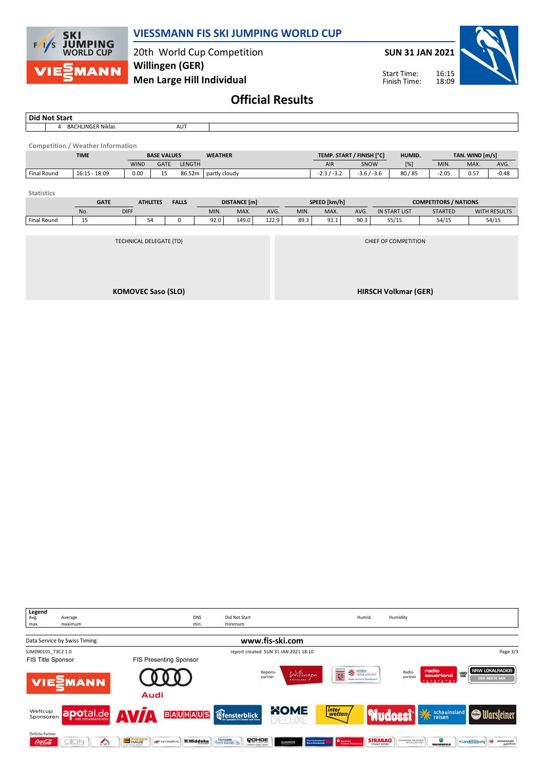# VIESSMANN FIS SKI JUMPING WORLD CUP

20th World Cup Competition
**Willingen (GER)**
**Men Large Hill Individual**

**SUN 31 JAN 2021**

Start Time: 16:15
Finish Time: 18:09

## Official Results

**Did Not Start**

| | | |
|---|---|---|
| 4 | BACHLINGER Niklas | AUT |

### Competition / Weather Information

| | TIME | BASE VALUES | | | WEATHER | TEMP. START / FINISH [°C] | | HUMID. | TAN. WIND [m/s] | | |
|---|---|---|---|---|---|---|---|---|---|---|---|
| | | WIND | GATE | LENGTH | | AIR | SNOW | [%] | MIN. | MAX. | AVG. |
| Final Round | 16:15 - 18:09 | 0.00 | 15 | 86.52m | partly cloudy | -2.3 / -3.2 | -3.6 / -3.6 | 80 / 85 | -2.05 | 0.57 | -0.48 |

### Statistics

| | GATE | | ATHLETES | FALLS | DISTANCE [m] | | | SPEED [km/h] | | | COMPETITORS / NATIONS | | |
|---|---|---|---|---|---|---|---|---|---|---|---|---|---|
| | No. | DIFF | | | MIN. | MAX. | AVG. | MIN. | MAX. | AVG. | IN START LIST | STARTED | WITH RESULTS |
| Final Round | 15 | | 54 | 0 | 92.0 | 149.0 | 122.9 | 89.3 | 91.1 | 90.3 | 55/15 | 54/15 | 54/15 |

| TECHNICAL DELEGATE (TD) | CHIEF OF COMPETITION |
|---|---|
| **KOMOVEC Saso (SLO)** | **HIRSCH Volkmar (GER)** |

**Legend**

| | | | | | |
|---|---|---|---|---|---|
| Avg. | Average | DNS | Did Not Start | Humid. | Humidity |
| max. | maximum | min. | minimum | | |

Data Service by Swiss Timing
www.fis-ski.com
SJM090101_73C2 1.0
report created SUN 31 JAN 2021 18:10